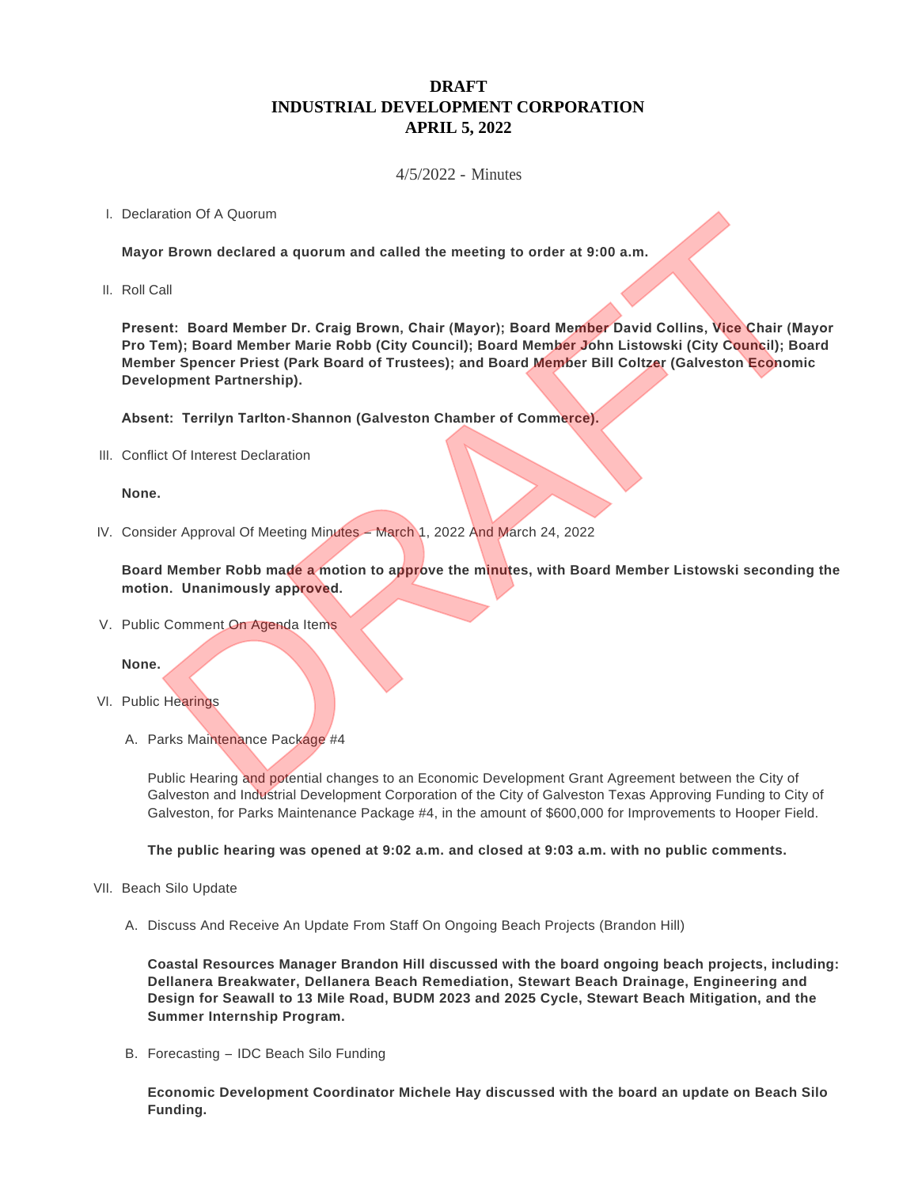# DRAFT
# INDUSTRIAL DEVELOPMENT CORPORATION
# APRIL 5, 2022

4/5/2022 - Minutes

I. Declaration Of A Quorum

**Mayor Brown declared a quorum and called the meeting to order at 9:00 a.m.**

II. Roll Call

**Present: Board Member Dr. Craig Brown, Chair (Mayor); Board Member David Collins, Vice Chair (Mayor Pro Tem); Board Member Marie Robb (City Council); Board Member John Listowski (City Council); Board Member Spencer Priest (Park Board of Trustees); and Board Member Bill Coltzer (Galveston Economic Development Partnership).**

**Absent: Terrilyn Tarlton-Shannon (Galveston Chamber of Commerce).**

III. Conflict Of Interest Declaration

**None.**

IV. Consider Approval Of Meeting Minutes – March 1, 2022 And March 24, 2022

**Board Member Robb made a motion to approve the minutes, with Board Member Listowski seconding the motion. Unanimously approved.**

V. Public Comment On Agenda Items

**None.**

VI. Public Hearings

A. Parks Maintenance Package #4

Public Hearing and potential changes to an Economic Development Grant Agreement between the City of Galveston and Industrial Development Corporation of the City of Galveston Texas Approving Funding to City of Galveston, for Parks Maintenance Package #4, in the amount of $600,000 for Improvements to Hooper Field.

**The public hearing was opened at 9:02 a.m. and closed at 9:03 a.m. with no public comments.**

VII. Beach Silo Update

A. Discuss And Receive An Update From Staff On Ongoing Beach Projects (Brandon Hill)

**Coastal Resources Manager Brandon Hill discussed with the board ongoing beach projects, including: Dellanera Breakwater, Dellanera Beach Remediation, Stewart Beach Drainage, Engineering and Design for Seawall to 13 Mile Road, BUDM 2023 and 2025 Cycle, Stewart Beach Mitigation, and the Summer Internship Program.**

B. Forecasting – IDC Beach Silo Funding

**Economic Development Coordinator Michele Hay discussed with the board an update on Beach Silo Funding.**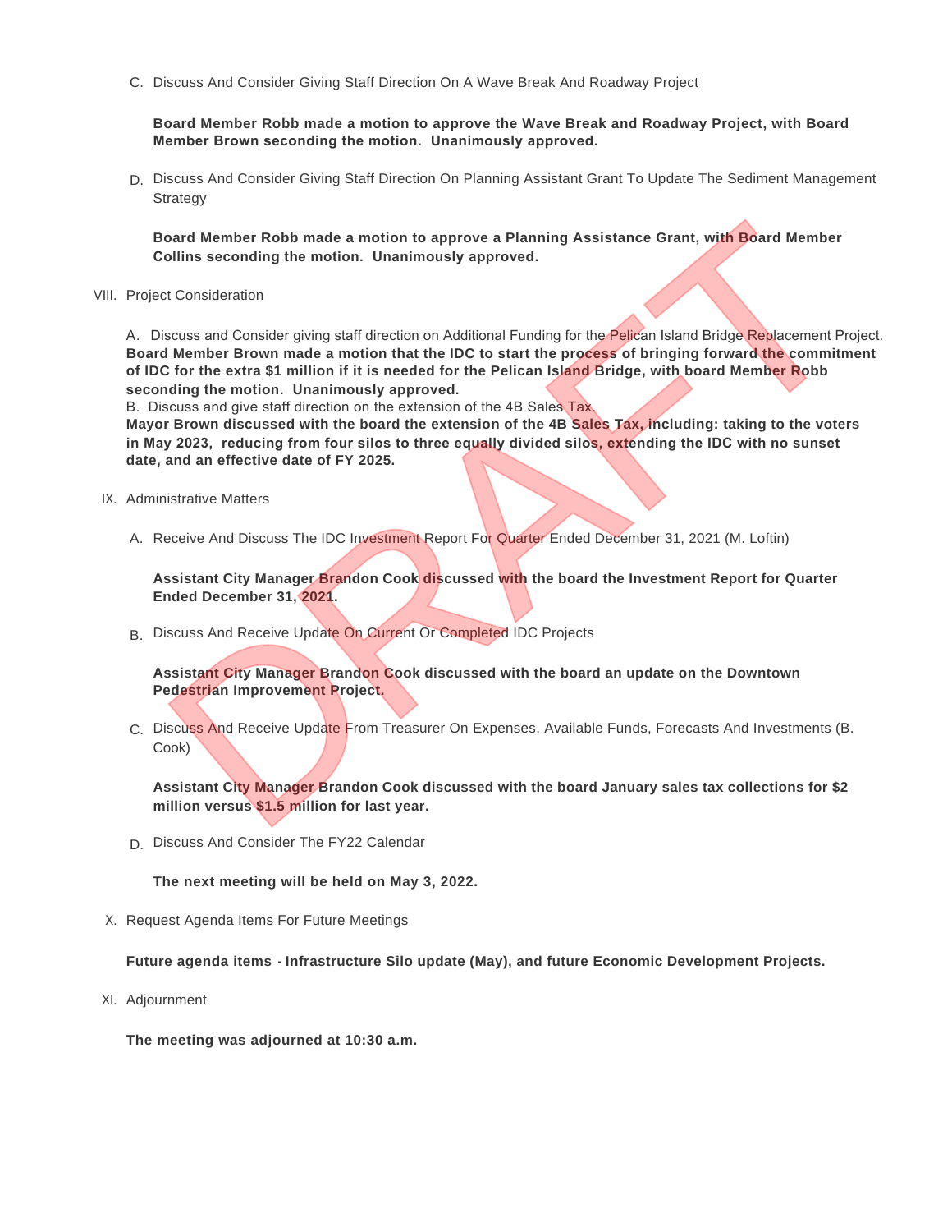C. Discuss And Consider Giving Staff Direction On A Wave Break And Roadway Project

**Board Member Robb made a motion to approve the Wave Break and Roadway Project, with Board Member Brown seconding the motion. Unanimously approved.**

D. Discuss And Consider Giving Staff Direction On Planning Assistant Grant To Update The Sediment Management Strategy

**Board Member Robb made a motion to approve a Planning Assistance Grant, with Board Member Collins seconding the motion. Unanimously approved.**

VIII. Project Consideration

A. Discuss and Consider giving staff direction on Additional Funding for the Pelican Island Bridge Replacement Project.
**Board Member Brown made a motion that the IDC to start the process of bringing forward the commitment of IDC for the extra $1 million if it is needed for the Pelican Island Bridge, with board Member Robb seconding the motion. Unanimously approved.**
B. Discuss and give staff direction on the extension of the 4B Sales Tax.
**Mayor Brown discussed with the board the extension of the 4B Sales Tax, including: taking to the voters in May 2023, reducing from four silos to three equally divided silos, extending the IDC with no sunset date, and an effective date of FY 2025.**

IX. Administrative Matters

A. Receive And Discuss The IDC Investment Report For Quarter Ended December 31, 2021 (M. Loftin)

**Assistant City Manager Brandon Cook discussed with the board the Investment Report for Quarter Ended December 31, 2021.**

B. Discuss And Receive Update On Current Or Completed IDC Projects

**Assistant City Manager Brandon Cook discussed with the board an update on the Downtown Pedestrian Improvement Project.**

C. Discuss And Receive Update From Treasurer On Expenses, Available Funds, Forecasts And Investments (B. Cook)

**Assistant City Manager Brandon Cook discussed with the board January sales tax collections for $2 million versus $1.5 million for last year.**

D. Discuss And Consider The FY22 Calendar

**The next meeting will be held on May 3, 2022.**

X. Request Agenda Items For Future Meetings

**Future agenda items - Infrastructure Silo update (May), and future Economic Development Projects.**

XI. Adjournment

**The meeting was adjourned at 10:30 a.m.**